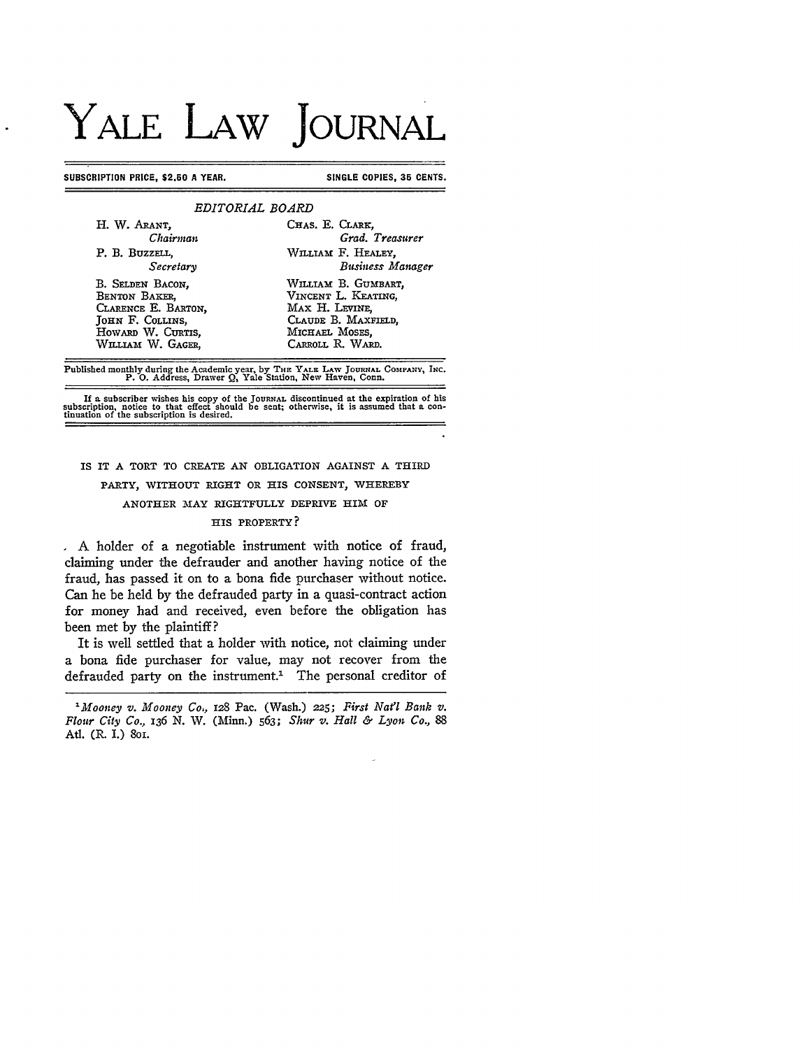# YALE LAW JOURNAL

SUBSCRIPTION PRICE, $2.50 A YEAR. SINGLE COPIES, 35 CENTS.

*EDITORIAL BOARD*

| | |
|---|---|
| H. W. ARANT, *Chairman* | CHAS. E. CLARK, *Grad. Treasurer* |
| P. B. BUZZELL, *Secretary* | WILLIAM F. HEALEY, *Business Manager* |
| B. SELDEN BACON, | WILLIAM B. GUMBART, |
| BENTON BAKER, | VINCENT L. KEATING, |
| CLARENCE E. BARTON, | MAX H. LEVINE, |
| JOHN F. COLLINS, | CLAUDE B. MAXFIELD, |
| HOWARD W. CURTIS, | MICHAEL MOSES, |
| WILLIAM W. GAGER, | CARROLL R. WARD. |

Published monthly during the Academic year, by THE YALE LAW JOURNAL COMPANY, INC. P. O. Address, Drawer Q, Yale Station, New Haven, Conn.

If a subscriber wishes his copy of the JOURNAL discontinued at the expiration of his subscription, notice to that effect should be sent; otherwise, it is assumed that a continuation of the subscription is desired.

## IS IT A TORT TO CREATE AN OBLIGATION AGAINST A THIRD PARTY, WITHOUT RIGHT OR HIS CONSENT, WHEREBY ANOTHER MAY RIGHTFULLY DEPRIVE HIM OF HIS PROPERTY?

A holder of a negotiable instrument with notice of fraud, claiming under the defrauder and another having notice of the fraud, has passed it on to a bona fide purchaser without notice. Can he be held by the defrauded party in a quasi-contract action for money had and received, even before the obligation has been met by the plaintiff?

It is well settled that a holder with notice, not claiming under a bona fide purchaser for value, may not recover from the defrauded party on the instrument.[1] The personal creditor of

---

[1] *Mooney v. Mooney Co.*, 128 Pac. (Wash.) 225; *First Nat'l Bank v. Flour City Co.*, 136 N. W. (Minn.) 563; *Shur v. Hall & Lyon Co.*, 88 Atl. (R. I.) 801.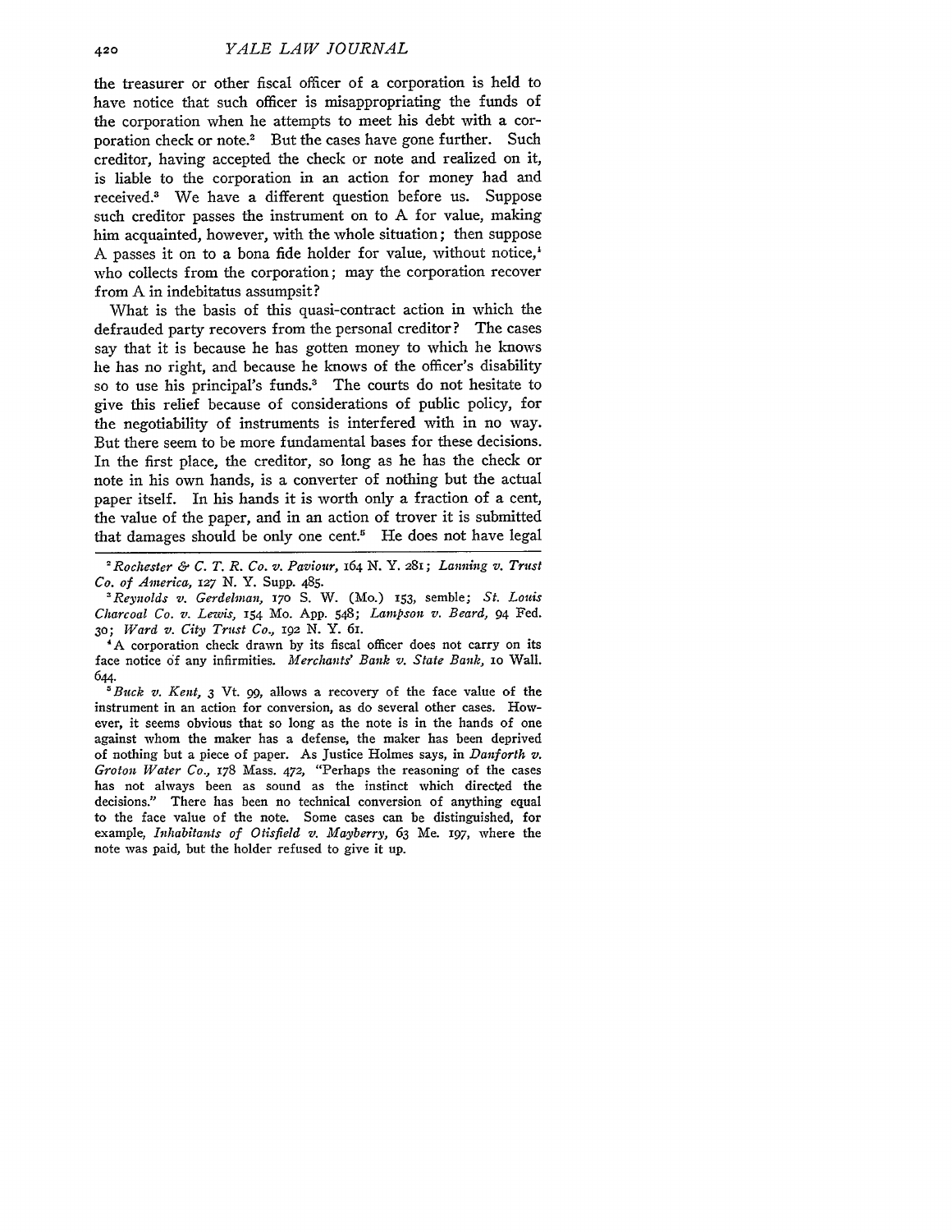the treasurer or other fiscal officer of a corporation is held to have notice that such officer is misappropriating the funds of the corporation when he attempts to meet his debt with a corporation check or note.[2] But the cases have gone further. Such creditor, having accepted the check or note and realized on it, is liable to the corporation in an action for money had and received.[3] We have a different question before us. Suppose such creditor passes the instrument on to A for value, making him acquainted, however, with the whole situation; then suppose A passes it on to a bona fide holder for value, without notice,[4] who collects from the corporation; may the corporation recover from A in indebitatus assumpsit?

What is the basis of this quasi-contract action in which the defrauded party recovers from the personal creditor? The cases say that it is because he has gotten money to which he knows he has no right, and because he knows of the officer's disability so to use his principal's funds.[3] The courts do not hesitate to give this relief because of considerations of public policy, for the negotiability of instruments is interfered with in no way. But there seem to be more fundamental bases for these decisions. In the first place, the creditor, so long as he has the check or note in his own hands, is a converter of nothing but the actual paper itself. In his hands it is worth only a fraction of a cent, the value of the paper, and in an action of trover it is submitted that damages should be only one cent.[5] He does not have legal

---

[2] *Rochester & C. T. R. Co. v. Paviour*, 164 N. Y. 281; *Lanning v. Trust Co. of America*, 127 N. Y. Supp. 485.

[3] *Reynolds v. Gerdelman*, 170 S. W. (Mo.) 153, semble; *St. Louis Charcoal Co. v. Lewis*, 154 Mo. App. 548; *Lampson v. Beard*, 94 Fed. 30; *Ward v. City Trust Co.*, 192 N. Y. 61.

[4] A corporation check drawn by its fiscal officer does not carry on its face notice of any infirmities. *Merchants' Bank v. State Bank*, 10 Wall. 644.

[5] *Buck v. Kent*, 3 Vt. 99, allows a recovery of the face value of the instrument in an action for conversion, as do several other cases. However, it seems obvious that so long as the note is in the hands of one against whom the maker has a defense, the maker has been deprived of nothing but a piece of paper. As Justice Holmes says, in *Danforth v. Groton Water Co.*, 178 Mass. 472, "Perhaps the reasoning of the cases has not always been as sound as the instinct which directed the decisions." There has been no technical conversion of anything equal to the face value of the note. Some cases can be distinguished, for example, *Inhabitants of Otisfield v. Mayberry*, 63 Me. 197, where the note was paid, but the holder refused to give it up.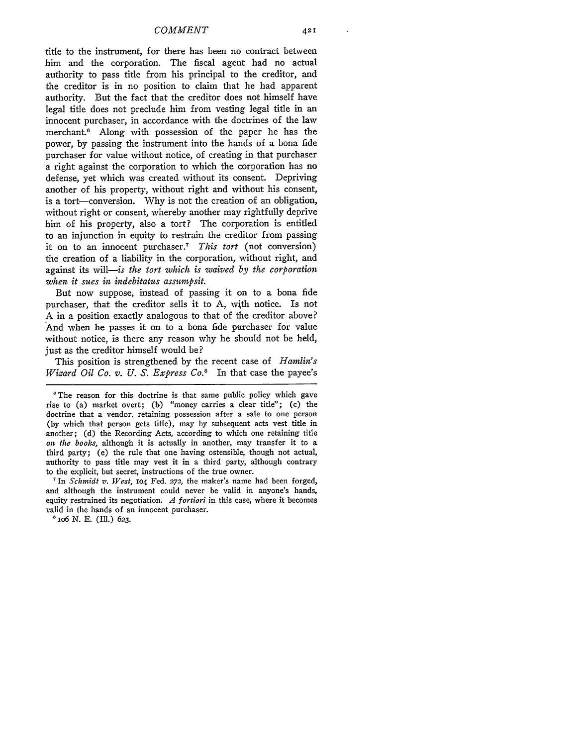title to the instrument, for there has been no contract between him and the corporation. The fiscal agent had no actual authority to pass title from his principal to the creditor, and the creditor is in no position to claim that he had apparent authority. But the fact that the creditor does not himself have legal title does not preclude him from vesting legal title in an innocent purchaser, in accordance with the doctrines of the law merchant.[6] Along with possession of the paper he has the power, by passing the instrument into the hands of a bona fide purchaser for value without notice, of creating in that purchaser a right against the corporation to which the corporation has no defense, yet which was created without its consent. Depriving another of his property, without right and without his consent, is a tort—conversion. Why is not the creation of an obligation, without right or consent, whereby another may rightfully deprive him of his property, also a tort? The corporation is entitled to an injunction in equity to restrain the creditor from passing it on to an innocent purchaser.[7] *This tort* (not conversion) the creation of a liability in the corporation, without right, and against its will—*is the tort which is waived by the corporation when it sues in indebitatus assumpsit.*

But now suppose, instead of passing it on to a bona fide purchaser, that the creditor sells it to A, with notice. Is not A in a position exactly analogous to that of the creditor above? And when he passes it on to a bona fide purchaser for value without notice, is there any reason why he should not be held, just as the creditor himself would be?

This position is strengthened by the recent case of *Hamlin's Wizard Oil Co. v. U. S. Express Co.*[8] In that case the payee's

---

[6] The reason for this doctrine is that same public policy which gave rise to (a) market overt; (b) "money carries a clear title"; (c) the doctrine that a vendor, retaining possession after a sale to one person (by which that person gets title), may by subsequent acts vest title in another; (d) the Recording Acts, according to which one retaining title *on the books*, although it is actually in another, may transfer it to a third party; (e) the rule that one having ostensible, though not actual, authority to pass title may vest it in a third party, although contrary to the explicit, but secret, instructions of the true owner.

[7] In *Schmidt v. West*, 104 Fed. 272, the maker's name had been forged, and although the instrument could never be valid in anyone's hands, equity restrained its negotiation. *A fortiori* in this case, where it becomes valid in the hands of an innocent purchaser.

[8] 106 N. E. (Ill.) 623.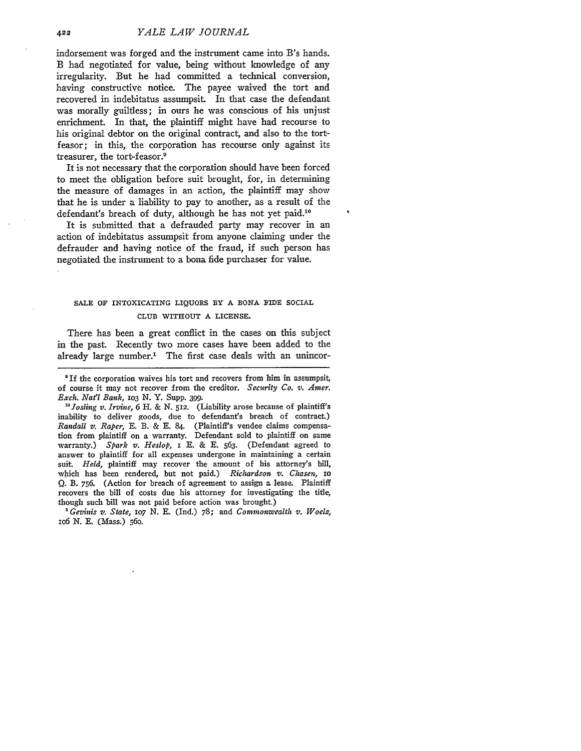indorsement was forged and the instrument came into B's hands. B had negotiated for value, being without knowledge of any irregularity. But he had committed a technical conversion, having constructive notice. The payee waived the tort and recovered in indebitatus assumpsit. In that case the defendant was morally guiltless; in ours he was conscious of his unjust enrichment. In that, the plaintiff might have had recourse to his original debtor on the original contract, and also to the tort-feasor; in this, the corporation has recourse only against its treasurer, the tort-feasor.[9]

It is not necessary that the corporation should have been forced to meet the obligation before suit brought, for, in determining the measure of damages in an action, the plaintiff may show that he is under a liability to pay to another, as a result of the defendant's breach of duty, although he has not yet paid.[10]

It is submitted that a defrauded party may recover in an action of indebitatus assumpsit from anyone claiming under the defrauder and having notice of the fraud, if such person has negotiated the instrument to a bona fide purchaser for value.

### SALE OF INTOXICATING LIQUORS BY A BONA FIDE SOCIAL CLUB WITHOUT A LICENSE.

There has been a great conflict in the cases on this subject in the past. Recently two more cases have been added to the already large number.[1] The first case deals with an unincor-

---

[9] If the corporation waives his tort and recovers from him in assumpsit, of course it may not recover from the creditor. *Security Co. v. Amer. Exch. Nat'l Bank*, 103 N. Y. Supp. 399.

[10] *Josling v. Irvine*, 6 H. & N. 512. (Liability arose because of plaintiff's inability to deliver goods, due to defendant's breach of contract.) *Randall v. Raper*, E. B. & E. 84. (Plaintiff's vendee claims compensation from plaintiff on a warranty. Defendant sold to plaintiff on same warranty.) *Spark v. Heslop*, 1 E. & E. 563. (Defendant agreed to answer to plaintiff for all expenses undergone in maintaining a certain suit. *Held*, plaintiff may recover the amount of his attorney's bill, which has been rendered, but not paid.) *Richardson v. Chasen*, 10 Q. B. 756. (Action for breach of agreement to assign a lease. Plaintiff recovers the bill of costs due his attorney for investigating the title, though such bill was not paid before action was brought.)

[1] *Gevinis v. State*, 107 N. E. (Ind.) 78; and *Commonwealth v. Woelz*, 106 N. E. (Mass.) 560.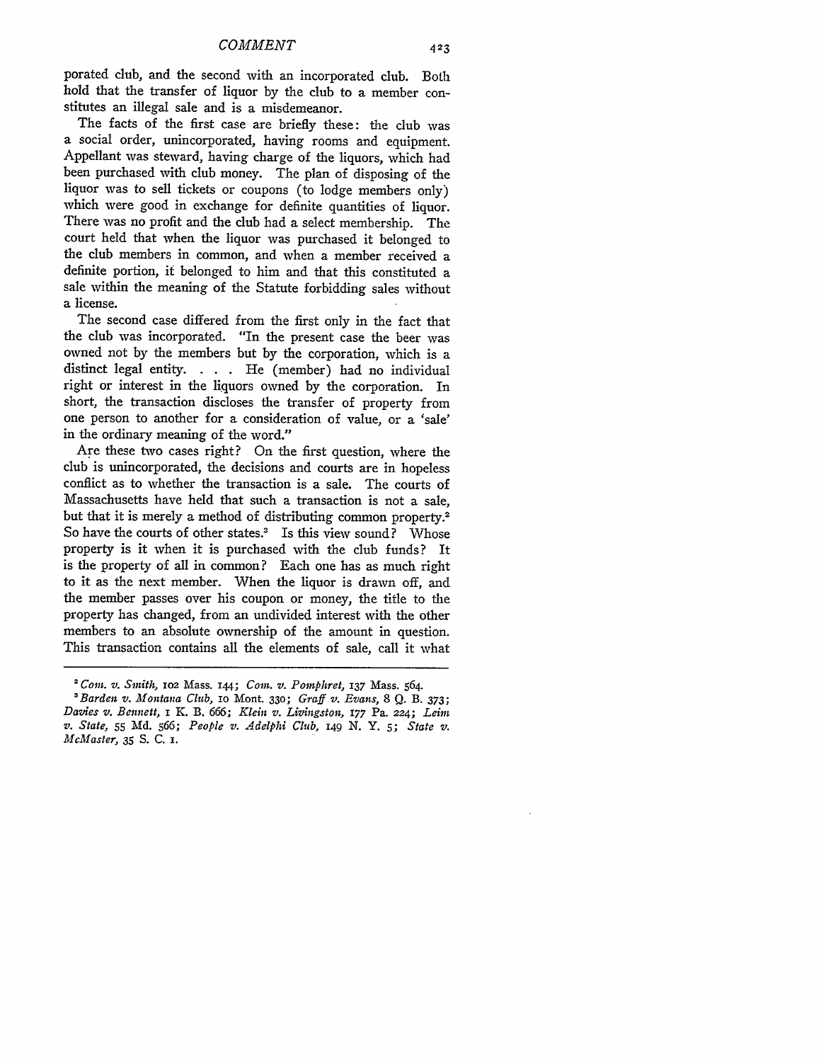porated club, and the second with an incorporated club. Both hold that the transfer of liquor by the club to a member constitutes an illegal sale and is a misdemeanor.

The facts of the first case are briefly these: the club was a social order, unincorporated, having rooms and equipment. Appellant was steward, having charge of the liquors, which had been purchased with club money. The plan of disposing of the liquor was to sell tickets or coupons (to lodge members only) which were good in exchange for definite quantities of liquor. There was no profit and the club had a select membership. The court held that when the liquor was purchased it belonged to the club members in common, and when a member received a definite portion, it belonged to him and that this constituted a sale within the meaning of the Statute forbidding sales without a license.

The second case differed from the first only in the fact that the club was incorporated. "In the present case the beer was owned not by the members but by the corporation, which is a distinct legal entity. . . . He (member) had no individual right or interest in the liquors owned by the corporation. In short, the transaction discloses the transfer of property from one person to another for a consideration of value, or a 'sale' in the ordinary meaning of the word."

Are these two cases right? On the first question, where the club is unincorporated, the decisions and courts are in hopeless conflict as to whether the transaction is a sale. The courts of Massachusetts have held that such a transaction is not a sale, but that it is merely a method of distributing common property.[2] So have the courts of other states.[3] Is this view sound? Whose property is it when it is purchased with the club funds? It is the property of all in common? Each one has as much right to it as the next member. When the liquor is drawn off, and the member passes over his coupon or money, the title to the property has changed, from an undivided interest with the other members to an absolute ownership of the amount in question. This transaction contains all the elements of sale, call it what

---

[2] *Com. v. Smith*, 102 Mass. 144; *Com. v. Pomphret*, 137 Mass. 564.

[3] *Barden v. Montana Club*, 10 Mont. 330; *Graff v. Evans*, 8 Q. B. 373; *Davies v. Bennett*, 1 K. B. 666; *Klein v. Livingston*, 177 Pa. 224; *Leim v. State*, 55 Md. 566; *People v. Adelphi Club*, 149 N. Y. 5; *State v. McMaster*, 35 S. C. 1.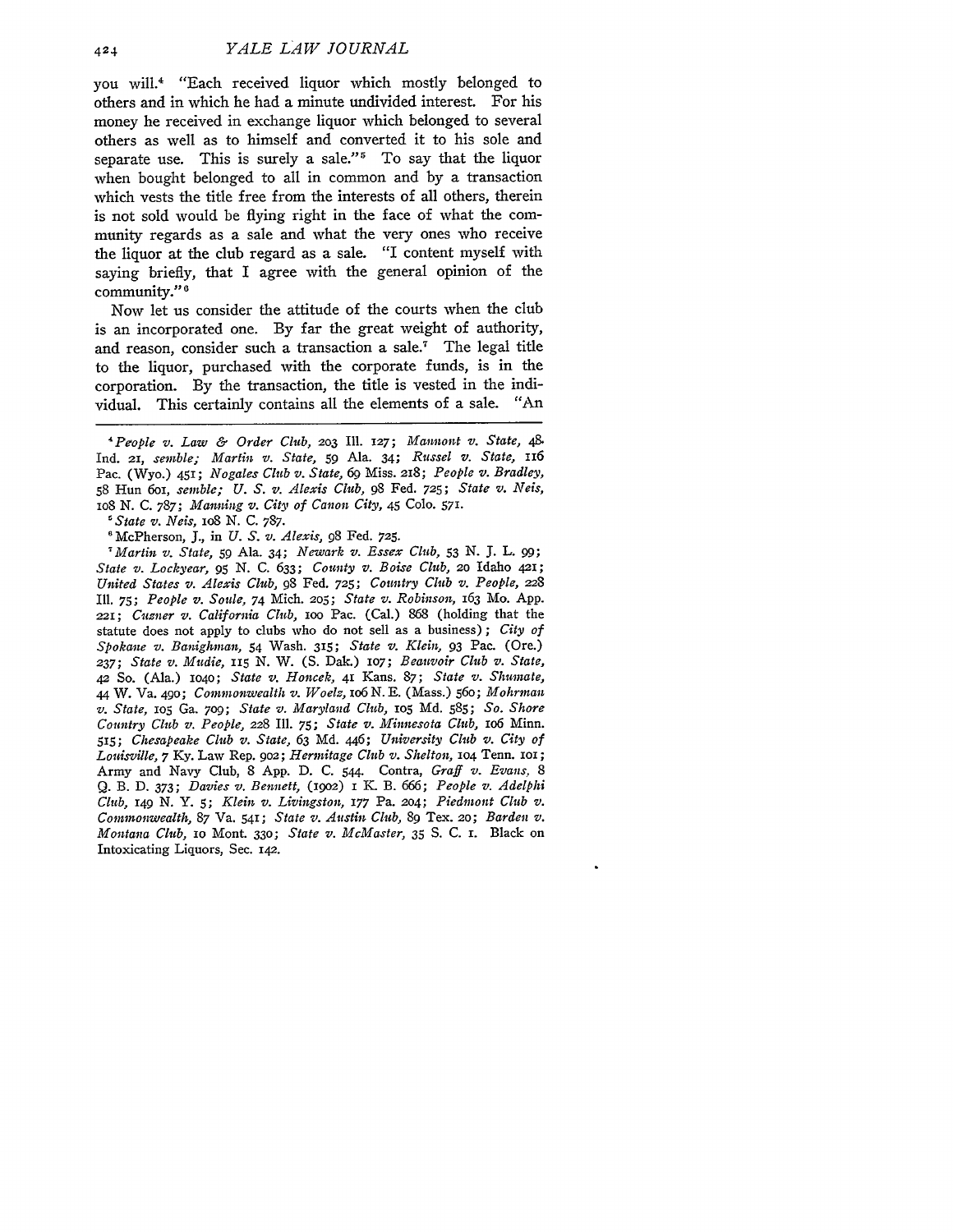you will.[4] "Each received liquor which mostly belonged to others and in which he had a minute undivided interest. For his money he received in exchange liquor which belonged to several others as well as to himself and converted it to his sole and separate use. This is surely a sale."[5] To say that the liquor when bought belonged to all in common and by a transaction which vests the title free from the interests of all others, therein is not sold would be flying right in the face of what the community regards as a sale and what the very ones who receive the liquor at the club regard as a sale. "I content myself with saying briefly, that I agree with the general opinion of the community."[6]

Now let us consider the attitude of the courts when the club is an incorporated one. By far the great weight of authority, and reason, consider such a transaction a sale.[7] The legal title to the liquor, purchased with the corporate funds, is in the corporation. By the transaction, the title is vested in the individual. This certainly contains all the elements of a sale. "An

---

[4] *People v. Law & Order Club*, 203 Ill. 127; *Mannont v. State*, 48 Ind. 21, *semble; Martin v. State*, 59 Ala. 34; *Russel v. State*, 116 Pac. (Wyo.) 451; *Nogales Club v. State*, 69 Miss. 218; *People v. Bradley*, 58 Hun 601, *semble; U. S. v. Alexis Club*, 98 Fed. 725; *State v. Neis*, 108 N. C. 787; *Manning v. City of Canon City*, 45 Colo. 571.

[5] *State v. Neis*, 108 N. C. 787.

[6] McPherson, J., in *U. S. v. Alexis*, 98 Fed. 725.

[7] *Martin v. State*, 59 Ala. 34; *Newark v. Essex Club*, 53 N. J. L. 99; *State v. Lockyear*, 95 N. C. 633; *County v. Boise Club*, 20 Idaho 421; *United States v. Alexis Club*, 98 Fed. 725; *Country Club v. People*, 228 Ill. 75; *People v. Soule*, 74 Mich. 205; *State v. Robinson*, 163 Mo. App. 221; *Cusner v. California Club*, 100 Pac. (Cal.) 868 (holding that the statute does not apply to clubs who do not sell as a business); *City of Spokane v. Banighman*, 54 Wash. 315; *State v. Klein*, 93 Pac. (Ore.) 237; *State v. Mudie*, 115 N. W. (S. Dak.) 107; *Beauvoir Club v. State*, 42 So. (Ala.) 1040; *State v. Honcek*, 41 Kans. 87; *State v. Shumate*, 44 W. Va. 490; *Commonwealth v. Woelz*, 106 N. E. (Mass.) 560; *Mohrman v. State*, 105 Ga. 709; *State v. Maryland Club*, 105 Md. 585; *So. Shore Country Club v. People*, 228 Ill. 75; *State v. Minnesota Club*, 106 Minn. 515; *Chesapeake Club v. State*, 63 Md. 446; *University Club v. City of Louisville*, 7 Ky. Law Rep. 902; *Hermitage Club v. Shelton*, 104 Tenn. 101; Army and Navy Club, 8 App. D. C. 544. Contra, *Graff v. Evans*, 8 Q. B. D. 373; *Davies v. Bennett*, (1902) 1 K. B. 666; *People v. Adelphi Club*, 149 N. Y. 5; *Klein v. Livingston*, 177 Pa. 204; *Piedmont Club v. Commonwealth*, 87 Va. 541; *State v. Austin Club*, 89 Tex. 20; *Barden v. Montana Club*, 10 Mont. 330; *State v. McMaster*, 35 S. C. 1. Black on Intoxicating Liquors, Sec. 142.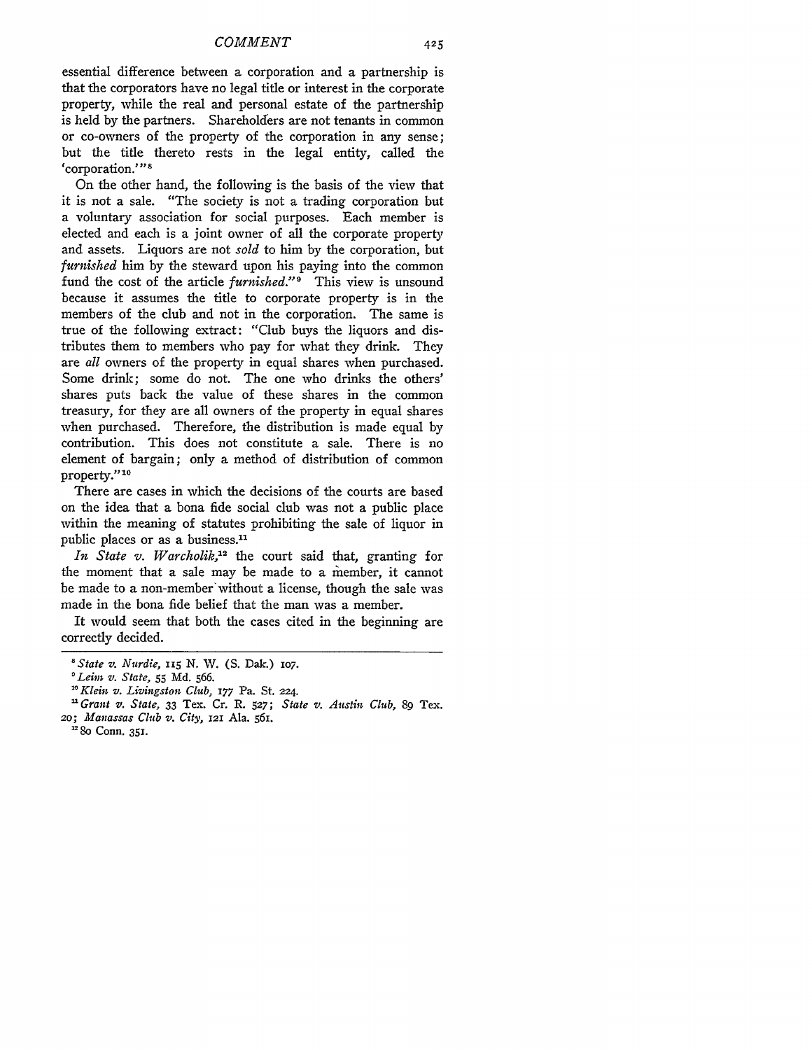essential difference between a corporation and a partnership is that the corporators have no legal title or interest in the corporate property, while the real and personal estate of the partnership is held by the partners. Shareholders are not tenants in common or co-owners of the property of the corporation in any sense; but the title thereto rests in the legal entity, called the 'corporation.'"[8]

On the other hand, the following is the basis of the view that it is not a sale. "The society is not a trading corporation but a voluntary association for social purposes. Each member is elected and each is a joint owner of all the corporate property and assets. Liquors are not *sold* to him by the corporation, but *furnished* him by the steward upon his paying into the common fund the cost of the article *furnished*."[9] This view is unsound because it assumes the title to corporate property is in the members of the club and not in the corporation. The same is true of the following extract: "Club buys the liquors and distributes them to members who pay for what they drink. They are *all* owners of the property in equal shares when purchased. Some drink; some do not. The one who drinks the others' shares puts back the value of these shares in the common treasury, for they are all owners of the property in equal shares when purchased. Therefore, the distribution is made equal by contribution. This does not constitute a sale. There is no element of bargain; only a method of distribution of common property."[10]

There are cases in which the decisions of the courts are based on the idea that a bona fide social club was not a public place within the meaning of statutes prohibiting the sale of liquor in public places or as a business.[11]

*In State v. Warcholik*,[12] the court said that, granting for the moment that a sale may be made to a member, it cannot be made to a non-member without a license, though the sale was made in the bona fide belief that the man was a member.

It would seem that both the cases cited in the beginning are correctly decided.

---

[8] *State v. Nurdie*, 115 N. W. (S. Dak.) 107.

[9] *Leim v. State*, 55 Md. 566.

[10] *Klein v. Livingston Club*, 177 Pa. St. 224.

[11] *Grant v. State*, 33 Tex. Cr. R. 527; *State v. Austin Club*, 89 Tex. 20; *Manassas Club v. City*, 121 Ala. 561.

[12] 80 Conn. 351.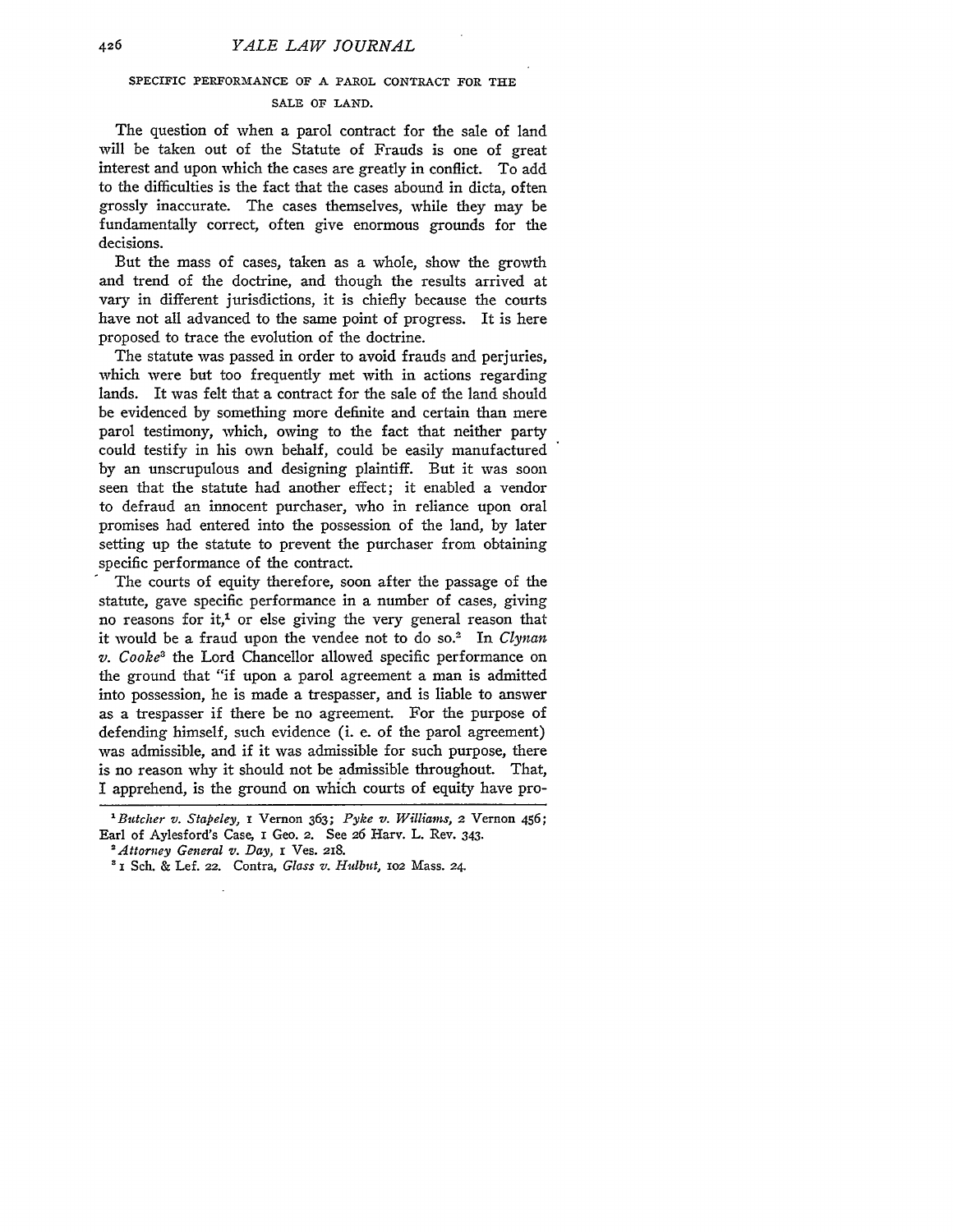## SPECIFIC PERFORMANCE OF A PAROL CONTRACT FOR THE SALE OF LAND.

The question of when a parol contract for the sale of land will be taken out of the Statute of Frauds is one of great interest and upon which the cases are greatly in conflict. To add to the difficulties is the fact that the cases abound in dicta, often grossly inaccurate. The cases themselves, while they may be fundamentally correct, often give enormous grounds for the decisions.

But the mass of cases, taken as a whole, show the growth and trend of the doctrine, and though the results arrived at vary in different jurisdictions, it is chiefly because the courts have not all advanced to the same point of progress. It is here proposed to trace the evolution of the doctrine.

The statute was passed in order to avoid frauds and perjuries, which were but too frequently met with in actions regarding lands. It was felt that a contract for the sale of the land should be evidenced by something more definite and certain than mere parol testimony, which, owing to the fact that neither party could testify in his own behalf, could be easily manufactured by an unscrupulous and designing plaintiff. But it was soon seen that the statute had another effect; it enabled a vendor to defraud an innocent purchaser, who in reliance upon oral promises had entered into the possession of the land, by later setting up the statute to prevent the purchaser from obtaining specific performance of the contract.

The courts of equity therefore, soon after the passage of the statute, gave specific performance in a number of cases, giving no reasons for it,[1] or else giving the very general reason that it would be a fraud upon the vendee not to do so.[2] In *Clynan v. Cooke*[3] the Lord Chancellor allowed specific performance on the ground that "if upon a parol agreement a man is admitted into possession, he is made a trespasser, and is liable to answer as a trespasser if there be no agreement. For the purpose of defending himself, such evidence (i. e. of the parol agreement) was admissible, and if it was admissible for such purpose, there is no reason why it should not be admissible throughout. That, I apprehend, is the ground on which courts of equity have pro-

---

[1] *Butcher v. Stapeley*, 1 Vernon 363; *Pyke v. Williams*, 2 Vernon 456; Earl of Aylesford's Case, 1 Geo. 2. See 26 Harv. L. Rev. 343.

[2] *Attorney General v. Day*, 1 Ves. 218.

[3] 1 Sch. & Lef. 22. Contra, *Glass v. Hulbut*, 102 Mass. 24.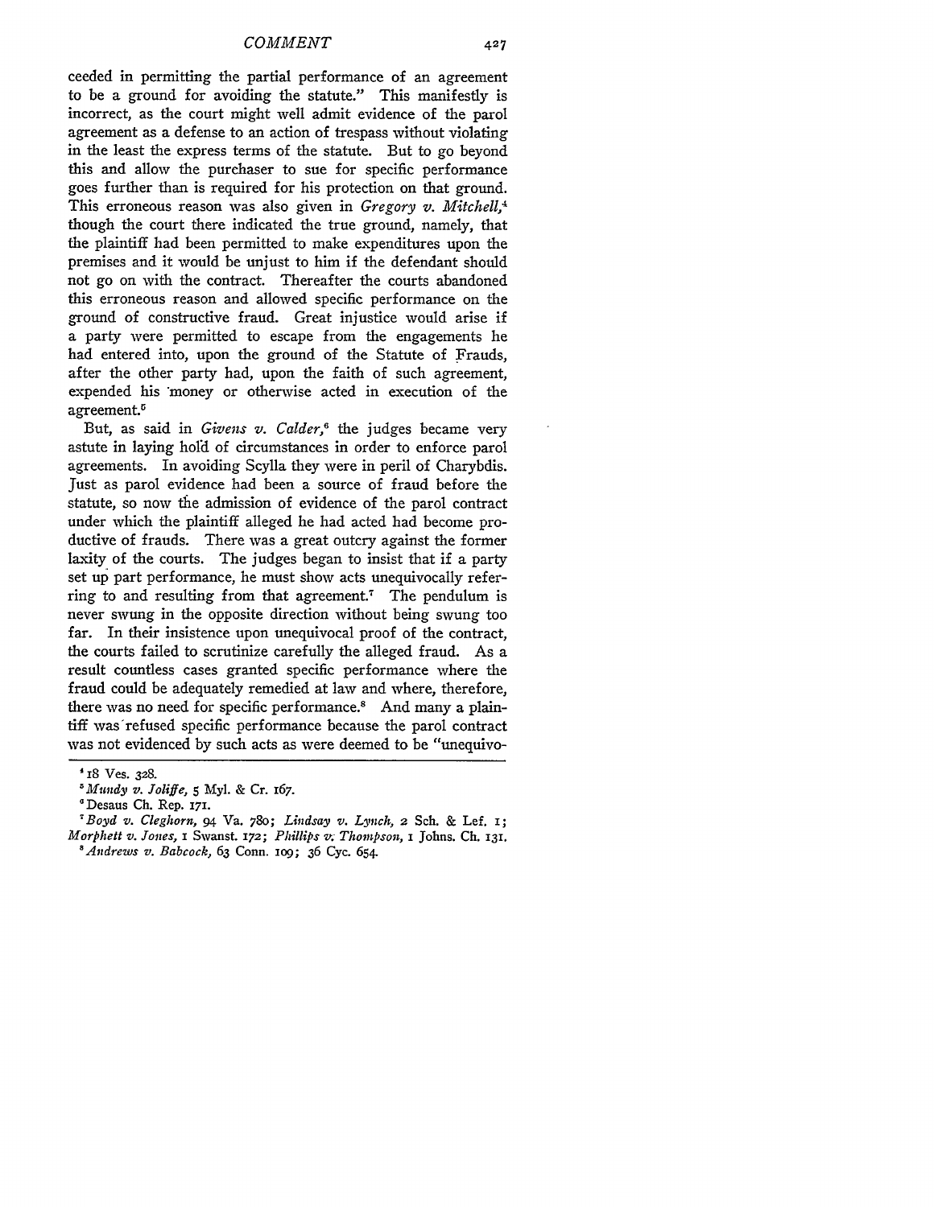ceeded in permitting the partial performance of an agreement to be a ground for avoiding the statute." This manifestly is incorrect, as the court might well admit evidence of the parol agreement as a defense to an action of trespass without violating in the least the express terms of the statute. But to go beyond this and allow the purchaser to sue for specific performance goes further than is required for his protection on that ground. This erroneous reason was also given in *Gregory v. Mitchell*,[4] though the court there indicated the true ground, namely, that the plaintiff had been permitted to make expenditures upon the premises and it would be unjust to him if the defendant should not go on with the contract. Thereafter the courts abandoned this erroneous reason and allowed specific performance on the ground of constructive fraud. Great injustice would arise if a party were permitted to escape from the engagements he had entered into, upon the ground of the Statute of Frauds, after the other party had, upon the faith of such agreement, expended his money or otherwise acted in execution of the agreement.[5]

But, as said in *Givens v. Calder*,[6] the judges became very astute in laying hold of circumstances in order to enforce parol agreements. In avoiding Scylla they were in peril of Charybdis. Just as parol evidence had been a source of fraud before the statute, so now the admission of evidence of the parol contract under which the plaintiff alleged he had acted had become productive of frauds. There was a great outcry against the former laxity of the courts. The judges began to insist that if a party set up part performance, he must show acts unequivocally referring to and resulting from that agreement.[7] The pendulum is never swung in the opposite direction without being swung too far. In their insistence upon unequivocal proof of the contract, the courts failed to scrutinize carefully the alleged fraud. As a result countless cases granted specific performance where the fraud could be adequately remedied at law and where, therefore, there was no need for specific performance.[8] And many a plaintiff was refused specific performance because the parol contract was not evidenced by such acts as were deemed to be "unequivo-

---

[4] 18 Ves. 328.

[5] *Mundy v. Joliffe*, 5 Myl. & Cr. 167.

[6] Desaus Ch. Rep. 171.

[7] *Boyd v. Cleghorn*, 94 Va. 780; *Lindsay v. Lynch*, 2 Sch. & Lef. 1; *Morphett v. Jones*, 1 Swanst. 172; *Phillips v. Thompson*, 1 Johns. Ch. 131.

[8] *Andrews v. Babcock*, 63 Conn. 109; 36 Cyc. 654.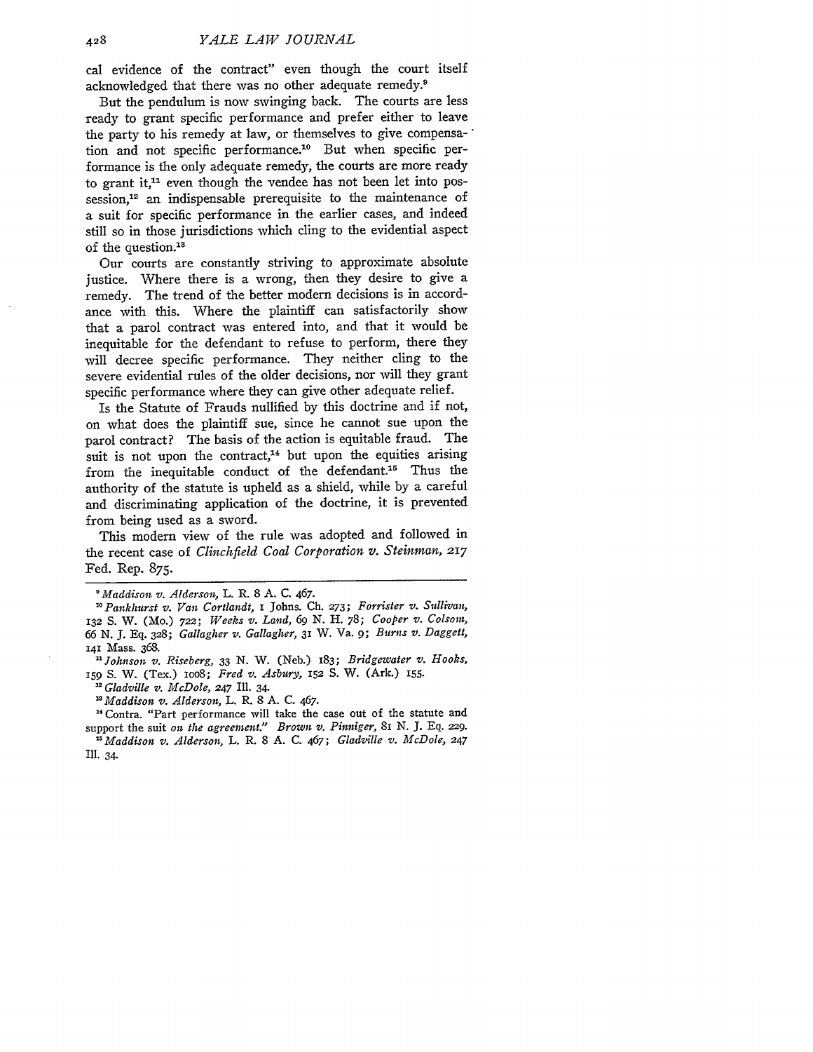cal evidence of the contract" even though the court itself acknowledged that there was no other adequate remedy.[9]

But the pendulum is now swinging back. The courts are less ready to grant specific performance and prefer either to leave the party to his remedy at law, or themselves to give compensation and not specific performance.[10] But when specific performance is the only adequate remedy, the courts are more ready to grant it,[11] even though the vendee has not been let into possession,[12] an indispensable prerequisite to the maintenance of a suit for specific performance in the earlier cases, and indeed still so in those jurisdictions which cling to the evidential aspect of the question.[13]

Our courts are constantly striving to approximate absolute justice. Where there is a wrong, then they desire to give a remedy. The trend of the better modern decisions is in accordance with this. Where the plaintiff can satisfactorily show that a parol contract was entered into, and that it would be inequitable for the defendant to refuse to perform, there they will decree specific performance. They neither cling to the severe evidential rules of the older decisions, nor will they grant specific performance where they can give other adequate relief.

Is the Statute of Frauds nullified by this doctrine and if not, on what does the plaintiff sue, since he cannot sue upon the parol contract? The basis of the action is equitable fraud. The suit is not upon the contract,[14] but upon the equities arising from the inequitable conduct of the defendant.[15] Thus the authority of the statute is upheld as a shield, while by a careful and discriminating application of the doctrine, it is prevented from being used as a sword.

This modern view of the rule was adopted and followed in the recent case of *Clinchfield Coal Corporation v. Steinman*, 217 Fed. Rep. 875.

---

[9] *Maddison v. Alderson*, L. R. 8 A. C. 467.

[10] *Pankhurst v. Van Cortlandt*, 1 Johns. Ch. 273; *Forrister v. Sullivan*, 132 S. W. (Mo.) 722; *Weeks v. Land*, 69 N. H. 78; *Cooper v. Colsom*, 66 N. J. Eq. 328; *Gallagher v. Gallagher*, 31 W. Va. 9; *Burns v. Daggett*, 141 Mass. 368.

[11] *Johnson v. Riseberg*, 33 N. W. (Neb.) 183; *Bridgewater v. Hooks*, 159 S. W. (Tex.) 1008; *Fred v. Asbury*, 152 S. W. (Ark.) 155.

[12] *Gladville v. McDole*, 247 Ill. 34.

[13] *Maddison v. Alderson*, L. R. 8 A. C. 467.

[14] Contra. "Part performance will take the case out of the statute and support the suit *on the agreement*." *Brown v. Pinniger*, 81 N. J. Eq. 229.

[15] *Maddison v. Alderson*, L. R. 8 A. C. 467; *Gladville v. McDole*, 247 Ill. 34.